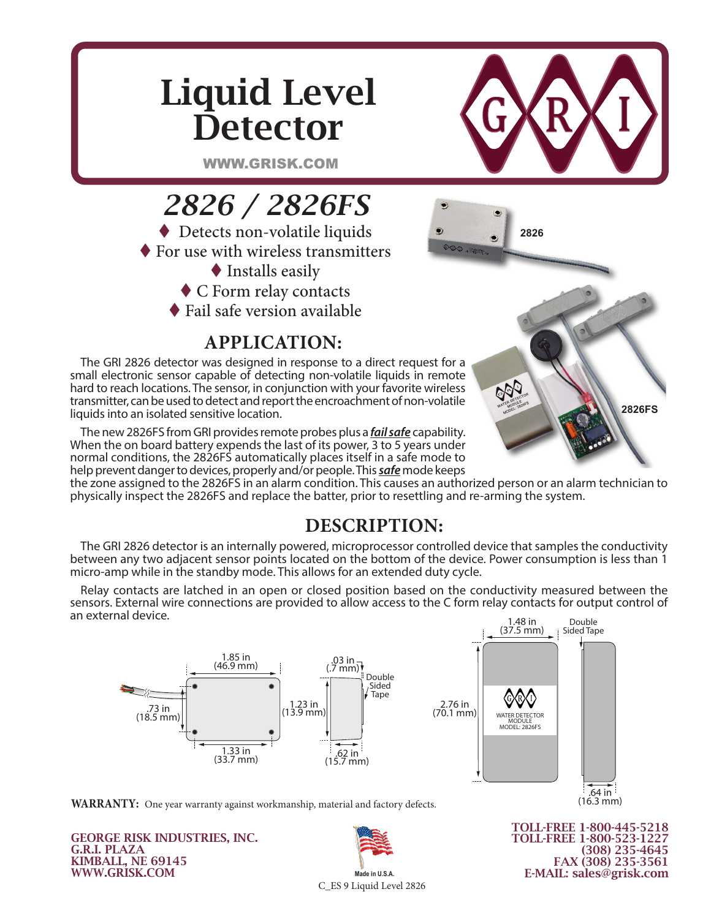# Liquid Level Detector

WWW.GRISK.COM

## 2826 / 2826FS

- ♦ Detects non-volatile liquids
- ♦ For use with wireless transmitters
- ♦ Installs easily
- ♦ C Form relay contacts
- ♦ Fail safe version available

2826

2826FS

## APPLICATION:

The GRI 2826 detector was designed in response to a direct request for a small electronic sensor capable of detecting non-volatile liquids in remote hard to reach locations. The sensor, in conjunction with your favorite wireless transmitter, can be used to detect and report the encroachment of non-volatile liquids into an isolated sensitive location.

The new 2826FS from GRI provides remote probes plus a ***fail safe*** capability. When the on board battery expends the last of its power, 3 to 5 years under normal conditions, the 2826FS automatically places itself in a safe mode to help prevent danger to devices, properly and/or people. This ***safe*** mode keeps the zone assigned to the 2826FS in an alarm condition. This causes an authorized person or an alarm technician to physically inspect the 2826FS and replace the batter, prior to resettling and re-arming the system.

## DESCRIPTION:

The GRI 2826 detector is an internally powered, microprocessor controlled device that samples the conductivity between any two adjacent sensor points located on the bottom of the device. Power consumption is less than 1 micro-amp while in the standby mode. This allows for an extended duty cycle.

Relay contacts are latched in an open or closed position based on the conductivity measured between the sensors. External wire connections are provided to allow access to the C form relay contacts for output control of an external device.

1.85 in (46.9 mm)
.73 in (18.5 mm)
1.33 in (33.7 mm)
1.23 in (13.9 mm)
.03 in (.7 mm)
Double Sided Tape
.62 in (15.7 mm)
1.48 in (37.5 mm)
Double Sided Tape
2.76 in (70.1 mm)
WATER DETECTOR MODULE MODEL: 2826FS
.64 in (16.3 mm)

**WARRANTY:** One year warranty against workmanship, material and factory defects.

**GEORGE RISK INDUSTRIES, INC.**
**G.R.I. PLAZA**
**KIMBALL, NE 69145**
**WWW.GRISK.COM**

Made in U.S.A.

C_ES 9 Liquid Level 2826

**TOLL-FREE 1-800-445-5218**
**TOLL-FREE 1-800-523-1227**
**(308) 235-4645**
**FAX (308) 235-3561**
**E-MAIL: sales@grisk.com**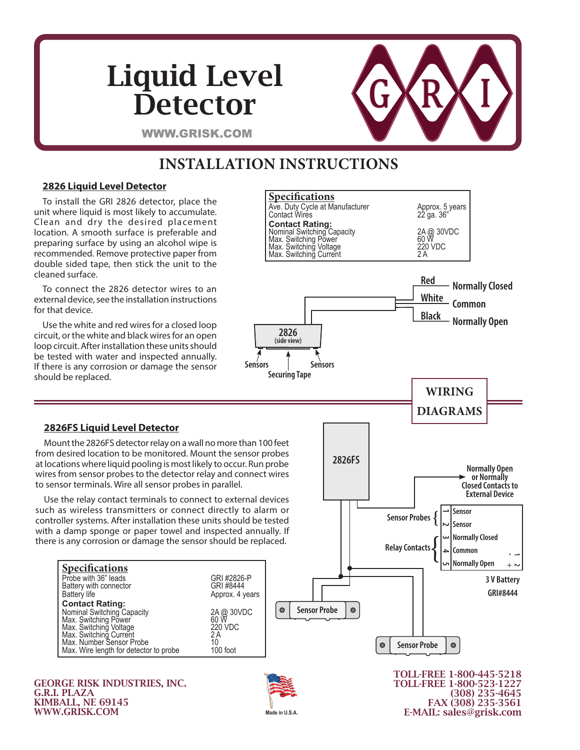# Liquid Level Detector

WWW.GRISK.COM

G R I

## INSTALLATION INSTRUCTIONS

### 2826 Liquid Level Detector

To install the GRI 2826 detector, place the unit where liquid is most likely to accumulate. Clean and dry the desired placement location. A smooth surface is preferable and preparing surface by using an alcohol wipe is recommended. Remove protective paper from double sided tape, then stick the unit to the cleaned surface.

To connect the 2826 detector wires to an external device, see the installation instructions for that device.

Use the white and red wires for a closed loop circuit, or the white and black wires for an open loop circuit. After installation these units should be tested with water and inspected annually. If there is any corrosion or damage the sensor should be replaced.

**Specifications**

| | |
|---|---|
| Ave. Duty Cycle at Manufacturer | Approx. 5 years |
| Contact Wires | 22 ga. 36" |
| **Contact Rating:** | |
| Nominal Switching Capacity | 2A @ 30VDC |
| Max. Switching Power | 60 W |
| Max. Switching Voltage | 220 VDC |
| Max. Switching Current | 2 A |

Red — Normally Closed
White — Common
Black — Normally Open
2826 (side view)
Sensors
Sensors
Securing Tape

## WIRING DIAGRAMS

### 2826FS Liquid Level Detector

Mount the 2826FS detector relay on a wall no more than 100 feet from desired location to be monitored. Mount the sensor probes at locations where liquid pooling is most likely to occur. Run probe wires from sensor probes to the detector relay and connect wires to sensor terminals. Wire all sensor probes in parallel.

Use the relay contact terminals to connect to external devices such as wireless transmitters or connect directly to alarm or controller systems. After installation these units should be tested with a damp sponge or paper towel and inspected annually. If there is any corrosion or damage the sensor should be replaced.

**Specifications**

| | |
|---|---|
| Probe with 36" leads | GRI #2826-P |
| Battery with connector | GRI #8444 |
| Battery life | Approx. 4 years |
| **Contact Rating:** | |
| Nominal Switching Capacity | 2A @ 30VDC |
| Max. Switching Power | 60 W |
| Max. Switching Voltage | 220 VDC |
| Max. Switching Current | 2 A |
| Max. Number Sensor Probe | 10 |
| Max. Wire length for detector to probe | 100 foot |

2826FS
Normally Open or Normally Closed Contacts to External Device
Sensor Probes: 1 Sensor, 2 Sensor
Relay Contacts: 3 Normally Closed, 4 Common, 5 Normally Open
1 -
2 +
3 V Battery
GRI#8444
Sensor Probe
Sensor Probe

GEORGE RISK INDUSTRIES, INC.
G.R.I. PLAZA
KIMBALL, NE 69145
WWW.GRISK.COM

Made in U.S.A.

TOLL-FREE 1-800-445-5218
TOLL-FREE 1-800-523-1227
(308) 235-4645
FAX (308) 235-3561
E-MAIL: sales@grisk.com